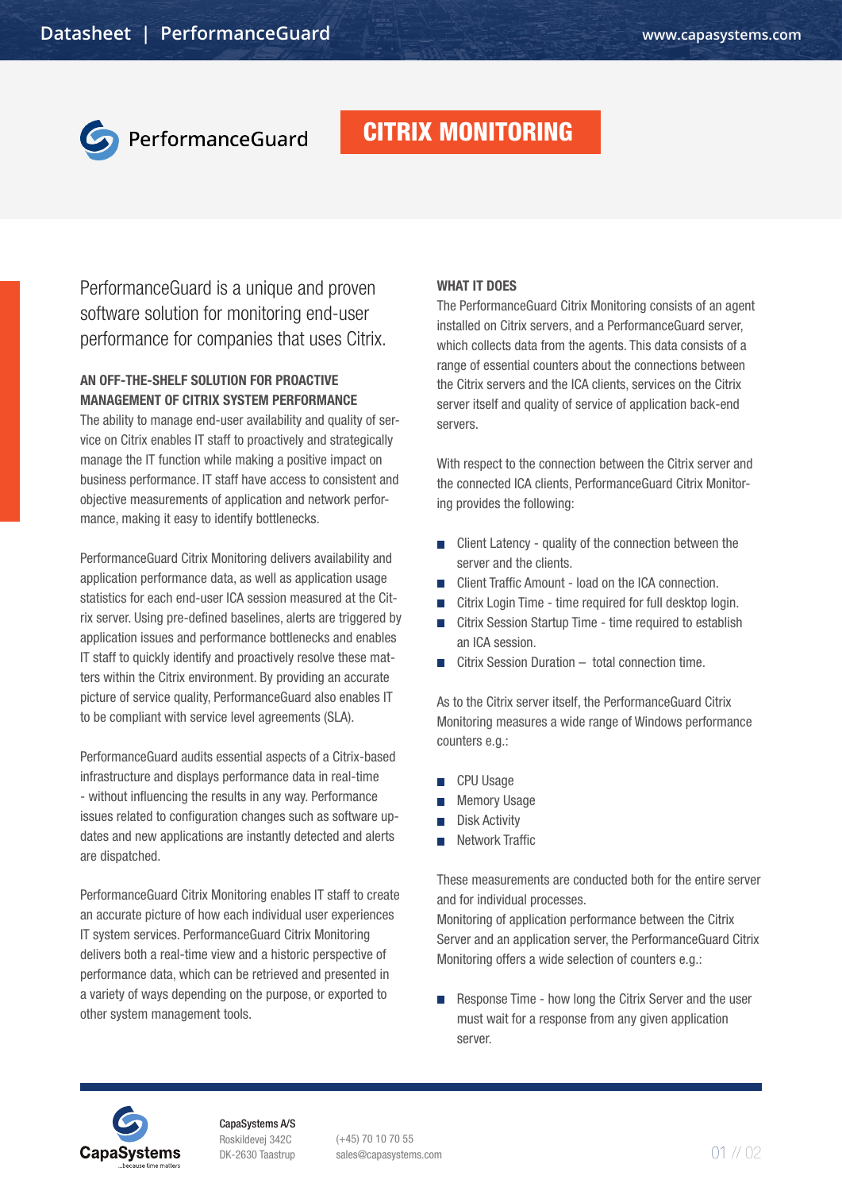# PerformanceGuard

## CITRIX MONITORING

PerformanceGuard is a unique and proven software solution for monitoring end-user performance for companies that uses Citrix.

### AN OFF-THE-SHELF SOLUTION FOR PROACTIVE MANAGEMENT OF CITRIX SYSTEM PERFORMANCE

The ability to manage end-user availability and quality of service on Citrix enables IT staff to proactively and strategically manage the IT function while making a positive impact on business performance. IT staff have access to consistent and objective measurements of application and network performance, making it easy to identify bottlenecks.

PerformanceGuard Citrix Monitoring delivers availability and application performance data, as well as application usage statistics for each end-user ICA session measured at the Citrix server. Using pre-defined baselines, alerts are triggered by application issues and performance bottlenecks and enables IT staff to quickly identify and proactively resolve these matters within the Citrix environment. By providing an accurate picture of service quality, PerformanceGuard also enables IT to be compliant with service level agreements (SLA).

PerformanceGuard audits essential aspects of a Citrix-based infrastructure and displays performance data in real-time - without influencing the results in any way. Performance issues related to configuration changes such as software updates and new applications are instantly detected and alerts are dispatched.

PerformanceGuard Citrix Monitoring enables IT staff to create an accurate picture of how each individual user experiences IT system services. PerformanceGuard Citrix Monitoring delivers both a real-time view and a historic perspective of performance data, which can be retrieved and presented in a variety of ways depending on the purpose, or exported to other system management tools.

### WHAT IT DOES

The PerformanceGuard Citrix Monitoring consists of an agent installed on Citrix servers, and a PerformanceGuard server, which collects data from the agents. This data consists of a range of essential counters about the connections between the Citrix servers and the ICA clients, services on the Citrix server itself and quality of service of application back-end servers.

With respect to the connection between the Citrix server and the connected ICA clients, PerformanceGuard Citrix Monitoring provides the following:

- Client Latency - quality of the connection between the server and the clients.
- Client Traffic Amount - load on the ICA connection.
- Citrix Login Time - time required for full desktop login.
- Citrix Session Startup Time - time required to establish an ICA session.
- Citrix Session Duration – total connection time.

As to the Citrix server itself, the PerformanceGuard Citrix Monitoring measures a wide range of Windows performance counters e.g.:

- CPU Usage
- Memory Usage
- Disk Activity
- Network Traffic

These measurements are conducted both for the entire server and for individual processes.
Monitoring of application performance between the Citrix Server and an application server, the PerformanceGuard Citrix Monitoring offers a wide selection of counters e.g.:

- Response Time - how long the Citrix Server and the user must wait for a response from any given application server.

CapaSystems A/S
Roskildevej 342C
DK-2630 Taastrup

(+45) 70 10 70 55
sales@capasystems.com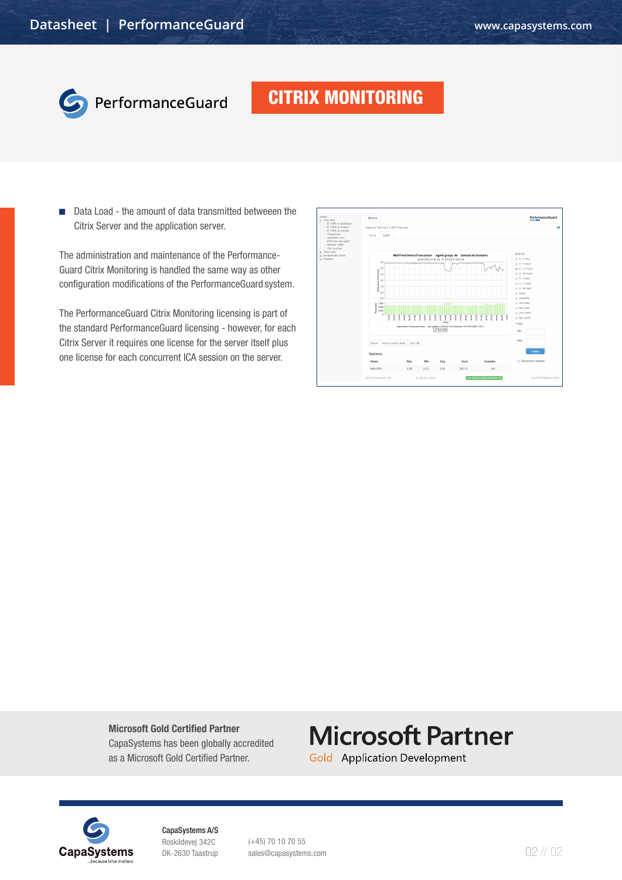# PerformanceGuard

## CITRIX MONITORING

- Data Load - the amount of data transmitted betweeen the Citrix Server and the application server.

The administration and maintenance of the PerformanceGuard Citrix Monitoring is handled the same way as other configuration modifications of the PerformanceGuard system.

The PerformanceGuard Citrix Monitoring licensing is part of the standard PerformanceGuard licensing - however, for each Citrix Server it requires one license for the server itself plus one license for each concurrent ICA session on the server.

**Microsoft Gold Certified Partner**
CapaSystems has been globally accredited as a Microsoft Gold Certified Partner.

Microsoft Partner
Gold Application Development

CapaSystems
...because time matters

**CapaSystems A/S**
Roskildevej 342C
DK-2630 Taastrup

(+45) 70 10 70 55
sales@capasystems.com